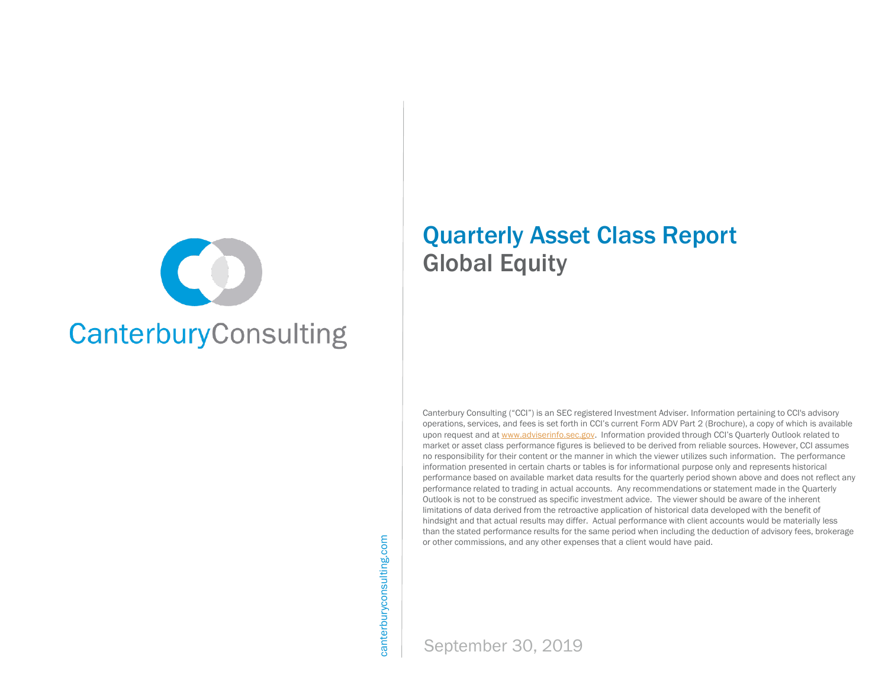CanterburyConsulting

# Quarterly Asset Class Report
## Global Equity

Canterbury Consulting ("CCI") is an SEC registered Investment Adviser. Information pertaining to CCI's advisory operations, services, and fees is set forth in CCI's current Form ADV Part 2 (Brochure), a copy of which is available upon request and at www.adviserinfo.sec.gov. Information provided through CCI's Quarterly Outlook related to market or asset class performance figures is believed to be derived from reliable sources. However, CCI assumes no responsibility for their content or the manner in which the viewer utilizes such information. The performance information presented in certain charts or tables is for informational purpose only and represents historical performance based on available market data results for the quarterly period shown above and does not reflect any performance related to trading in actual accounts. Any recommendations or statement made in the Quarterly Outlook is not to be construed as specific investment advice. The viewer should be aware of the inherent limitations of data derived from the retroactive application of historical data developed with the benefit of hindsight and that actual results may differ. Actual performance with client accounts would be materially less than the stated performance results for the same period when including the deduction of advisory fees, brokerage or other commissions, and any other expenses that a client would have paid.

canterburyconsulting.com

September 30, 2019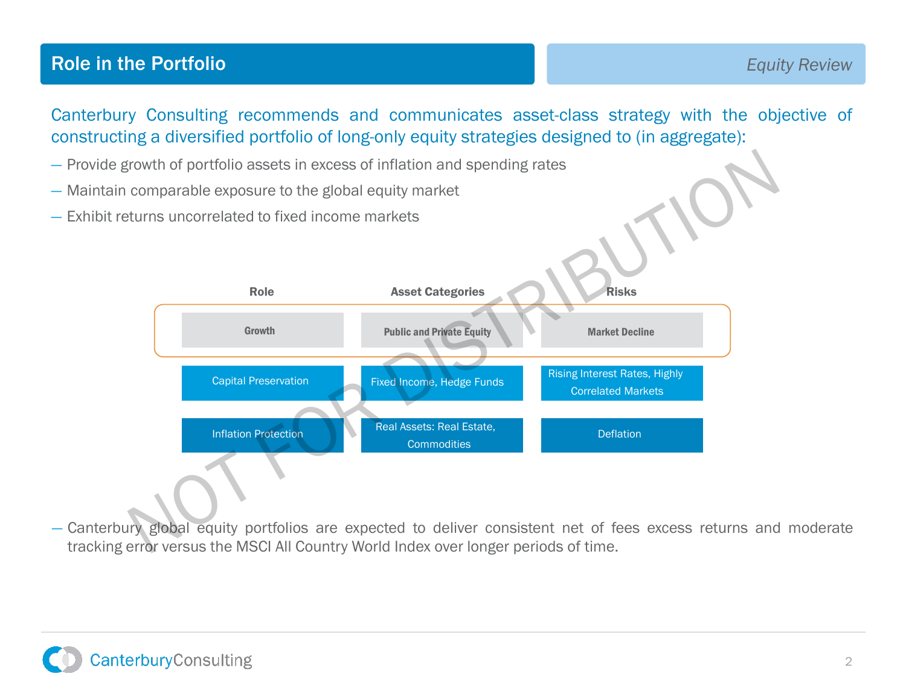## Role in the Portfolio

*Equity Review*

Canterbury Consulting recommends and communicates asset-class strategy with the objective of constructing a diversified portfolio of long-only equity strategies designed to (in aggregate):

- Provide growth of portfolio assets in excess of inflation and spending rates
- Maintain comparable exposure to the global equity market
- Exhibit returns uncorrelated to fixed income markets

| Role | Asset Categories | Risks |
|---|---|---|
| **Growth** | **Public and Private Equity** | **Market Decline** |
| Capital Preservation | Fixed Income, Hedge Funds | Rising Interest Rates, Highly Correlated Markets |
| Inflation Protection | Real Assets: Real Estate, Commodities | Deflation |

- Canterbury global equity portfolios are expected to deliver consistent net of fees excess returns and moderate tracking error versus the MSCI All Country World Index over longer periods of time.

NOT FOR DISTRIBUTION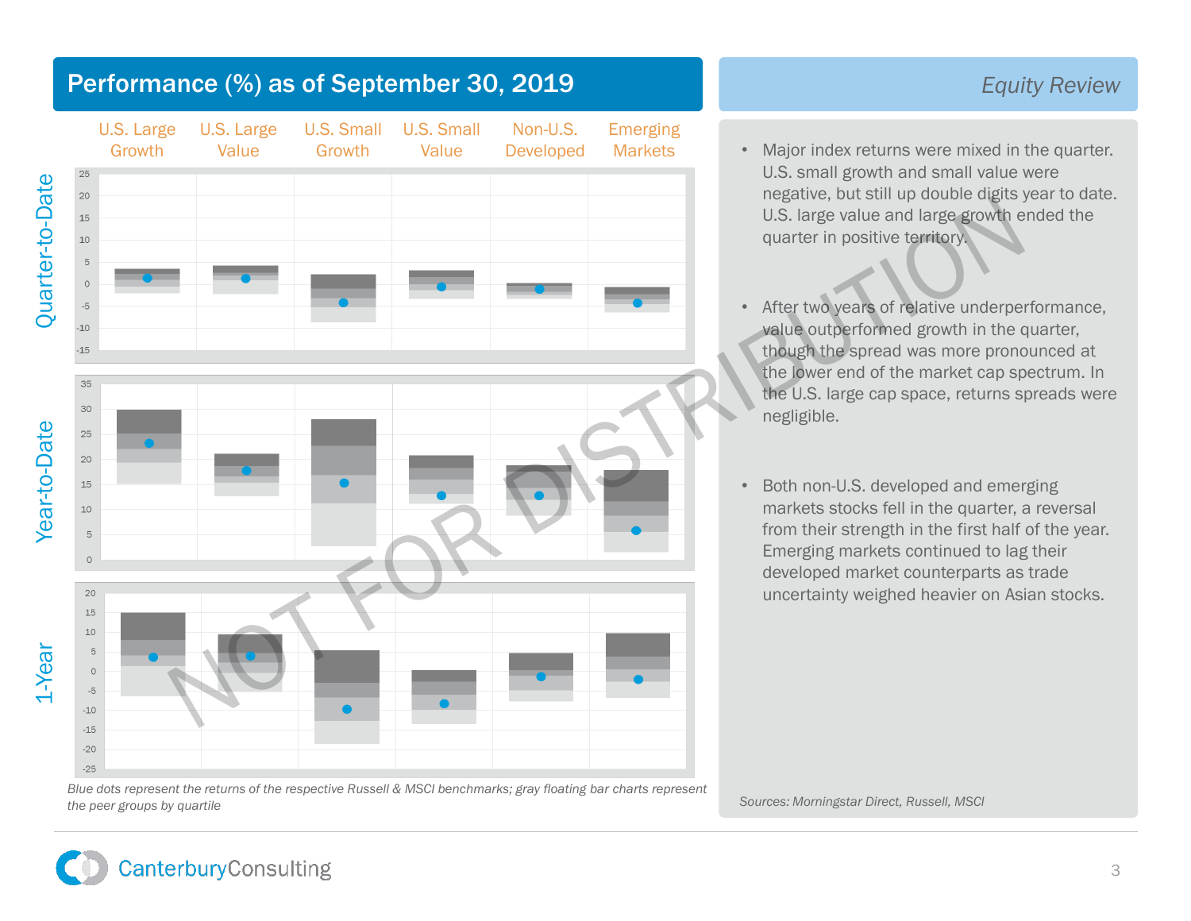# Performance (%) as of September 30, 2019

## Equity Review

U.S. Large Growth | U.S. Large Value | U.S. Small Growth | U.S. Small Value | Non-U.S. Developed | Emerging Markets

Quarter-to-Date

Year-to-Date

1-Year

*Blue dots represent the returns of the respective Russell & MSCI benchmarks; gray floating bar charts represent the peer groups by quartile*

- Major index returns were mixed in the quarter. U.S. small growth and small value were negative, but still up double digits year to date. U.S. large value and large growth ended the quarter in positive territory.
- After two years of relative underperformance, value outperformed growth in the quarter, though the spread was more pronounced at the lower end of the market cap spectrum. In the U.S. large cap space, returns spreads were negligible.
- Both non-U.S. developed and emerging markets stocks fell in the quarter, a reversal from their strength in the first half of the year. Emerging markets continued to lag their developed market counterparts as trade uncertainty weighed heavier on Asian stocks.

*Sources: Morningstar Direct, Russell, MSCI*

NOT FOR DISTRIBUTION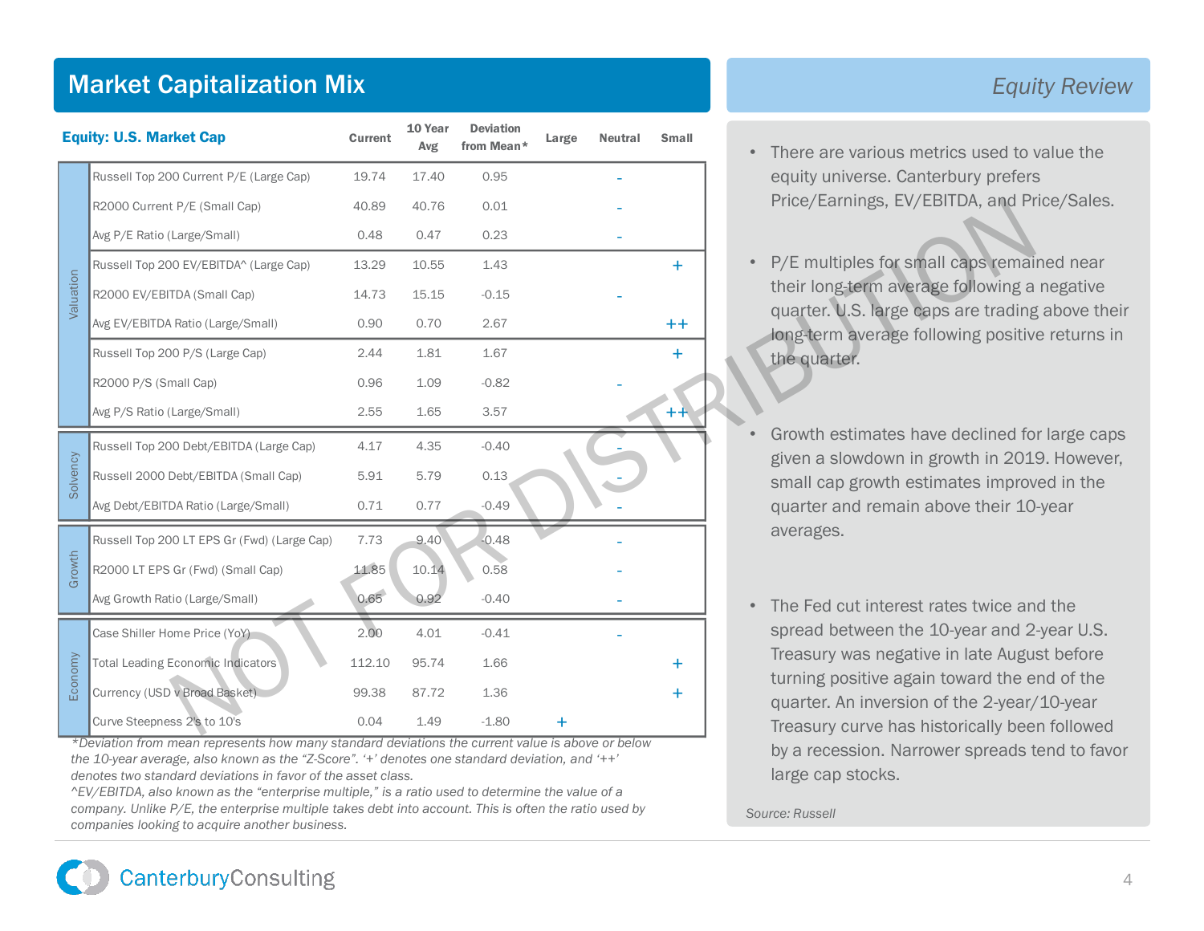# Market Capitalization Mix

## Equity Review

| | Equity: U.S. Market Cap | Current | 10 Year Avg | Deviation from Mean* | Large | Neutral | Small |
|---|---|---|---|---|---|---|---|
| Valuation | Russell Top 200 Current P/E (Large Cap) | 19.74 | 17.40 | 0.95 | | - | |
| | R2000 Current P/E (Small Cap) | 40.89 | 40.76 | 0.01 | | - | |
| | Avg P/E Ratio (Large/Small) | 0.48 | 0.47 | 0.23 | | - | |
| | Russell Top 200 EV/EBITDA^ (Large Cap) | 13.29 | 10.55 | 1.43 | | | + |
| | R2000 EV/EBITDA (Small Cap) | 14.73 | 15.15 | -0.15 | | - | |
| | Avg EV/EBITDA Ratio (Large/Small) | 0.90 | 0.70 | 2.67 | | | ++ |
| | Russell Top 200 P/S (Large Cap) | 2.44 | 1.81 | 1.67 | | | + |
| | R2000 P/S (Small Cap) | 0.96 | 1.09 | -0.82 | | - | |
| | Avg P/S Ratio (Large/Small) | 2.55 | 1.65 | 3.57 | | | ++ |
| Solvency | Russell Top 200 Debt/EBITDA (Large Cap) | 4.17 | 4.35 | -0.40 | | - | |
| | Russell 2000 Debt/EBITDA (Small Cap) | 5.91 | 5.79 | 0.13 | | - | |
| | Avg Debt/EBITDA Ratio (Large/Small) | 0.71 | 0.77 | -0.49 | | - | |
| Growth | Russell Top 200 LT EPS Gr (Fwd) (Large Cap) | 7.73 | 9.40 | -0.48 | | - | |
| | R2000 LT EPS Gr (Fwd) (Small Cap) | 11.85 | 10.14 | 0.58 | | - | |
| | Avg Growth Ratio (Large/Small) | 0.65 | 0.92 | -0.40 | | - | |
| Economy | Case Shiller Home Price (YoY) | 2.00 | 4.01 | -0.41 | | - | |
| | Total Leading Economic Indicators | 112.10 | 95.74 | 1.66 | | | + |
| | Currency (USD v Broad Basket) | 99.38 | 87.72 | 1.36 | | | + |
| | Curve Steepness 2's to 10's | 0.04 | 1.49 | -1.80 | + | | |

*\*Deviation from mean represents how many standard deviations the current value is above or below the 10-year average, also known as the "Z-Score". '+' denotes one standard deviation, and '++' denotes two standard deviations in favor of the asset class.*

*^EV/EBITDA, also known as the "enterprise multiple," is a ratio used to determine the value of a company. Unlike P/E, the enterprise multiple takes debt into account. This is often the ratio used by companies looking to acquire another business.*

- There are various metrics used to value the equity universe. Canterbury prefers Price/Earnings, EV/EBITDA, and Price/Sales.
- P/E multiples for small caps remained near their long-term average following a negative quarter. U.S. large caps are trading above their long-term average following positive returns in the quarter.
- Growth estimates have declined for large caps given a slowdown in growth in 2019. However, small cap growth estimates improved in the quarter and remain above their 10-year averages.
- The Fed cut interest rates twice and the spread between the 10-year and 2-year U.S. Treasury was negative in late August before turning positive again toward the end of the quarter. An inversion of the 2-year/10-year Treasury curve has historically been followed by a recession. Narrower spreads tend to favor large cap stocks.

*Source: Russell*

NOT FOR DISTRIBUTION

CanterburyConsulting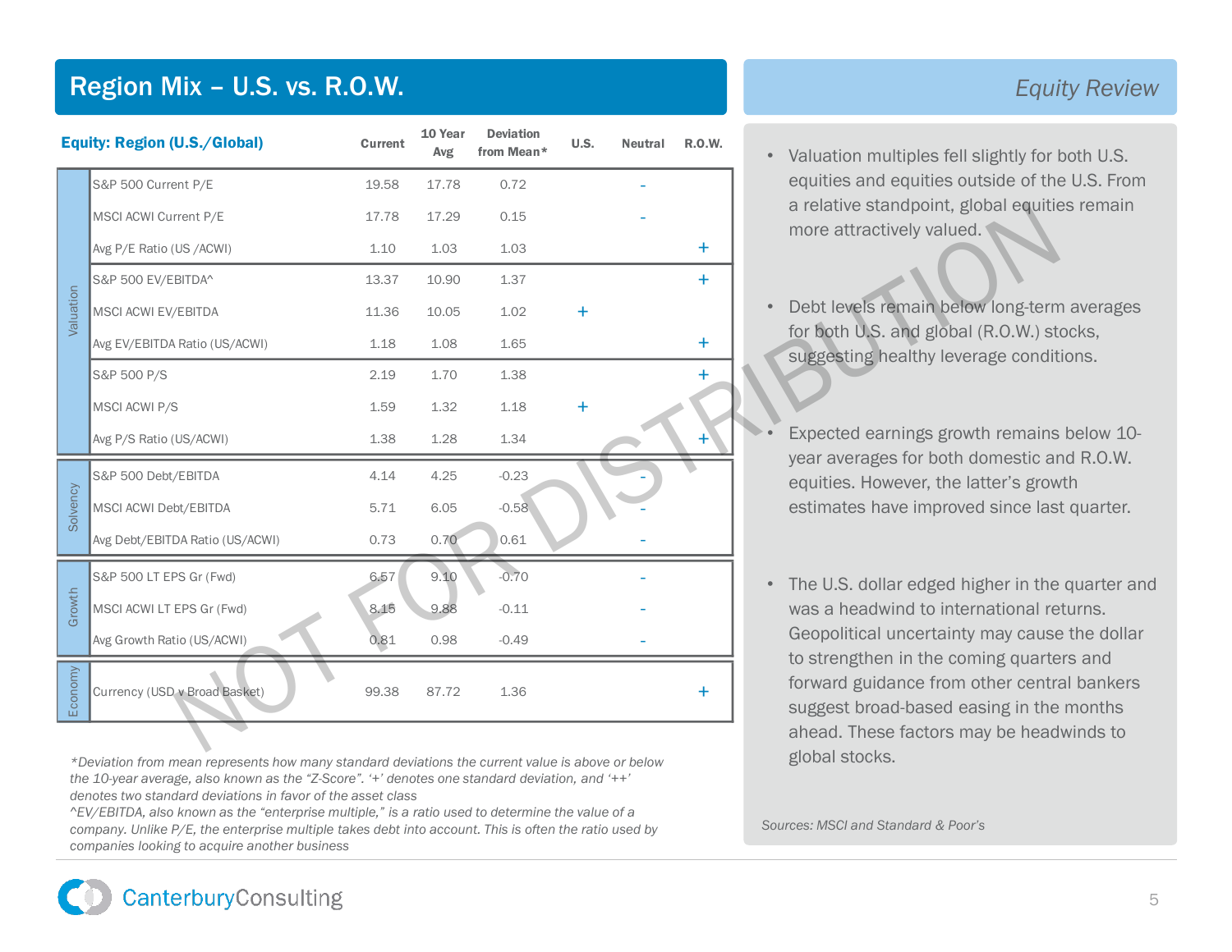# Region Mix – U.S. vs. R.O.W.

## Equity Review

| | Equity: Region (U.S./Global) | Current | 10 Year Avg | Deviation from Mean* | U.S. | Neutral | R.O.W. |
|---|---|---|---|---|---|---|---|
| Valuation | S&P 500 Current P/E | 19.58 | 17.78 | 0.72 | | - | |
| | MSCI ACWI Current P/E | 17.78 | 17.29 | 0.15 | | - | |
| | Avg P/E Ratio (US /ACWI) | 1.10 | 1.03 | 1.03 | | | + |
| | S&P 500 EV/EBITDA^ | 13.37 | 10.90 | 1.37 | | | + |
| | MSCI ACWI EV/EBITDA | 11.36 | 10.05 | 1.02 | + | | |
| | Avg EV/EBITDA Ratio (US/ACWI) | 1.18 | 1.08 | 1.65 | | | + |
| | S&P 500 P/S | 2.19 | 1.70 | 1.38 | | | + |
| | MSCI ACWI P/S | 1.59 | 1.32 | 1.18 | + | | |
| | Avg P/S Ratio (US/ACWI) | 1.38 | 1.28 | 1.34 | | | + |
| Solvency | S&P 500 Debt/EBITDA | 4.14 | 4.25 | -0.23 | | - | |
| | MSCI ACWI Debt/EBITDA | 5.71 | 6.05 | -0.58 | | - | |
| | Avg Debt/EBITDA Ratio (US/ACWI) | 0.73 | 0.70 | 0.61 | | - | |
| Growth | S&P 500 LT EPS Gr (Fwd) | 6.57 | 9.10 | -0.70 | | - | |
| | MSCI ACWI LT EPS Gr (Fwd) | 8.15 | 9.88 | -0.11 | | - | |
| | Avg Growth Ratio (US/ACWI) | 0.81 | 0.98 | -0.49 | | - | |
| Economy | Currency (USD v Broad Basket) | 99.38 | 87.72 | 1.36 | | | + |

*Deviation from mean represents how many standard deviations the current value is above or below the 10-year average, also known as the "Z-Score". '+' denotes one standard deviation, and '++' denotes two standard deviations in favor of the asset class*

*^EV/EBITDA, also known as the "enterprise multiple," is a ratio used to determine the value of a company. Unlike P/E, the enterprise multiple takes debt into account. This is often the ratio used by companies looking to acquire another business*

- Valuation multiples fell slightly for both U.S. equities and equities outside of the U.S. From a relative standpoint, global equities remain more attractively valued.
- Debt levels remain below long-term averages for both U.S. and global (R.O.W.) stocks, suggesting healthy leverage conditions.
- Expected earnings growth remains below 10-year averages for both domestic and R.O.W. equities. However, the latter's growth estimates have improved since last quarter.
- The U.S. dollar edged higher in the quarter and was a headwind to international returns. Geopolitical uncertainty may cause the dollar to strengthen in the coming quarters and forward guidance from other central bankers suggest broad-based easing in the months ahead. These factors may be headwinds to global stocks.

*Sources: MSCI and Standard & Poor's*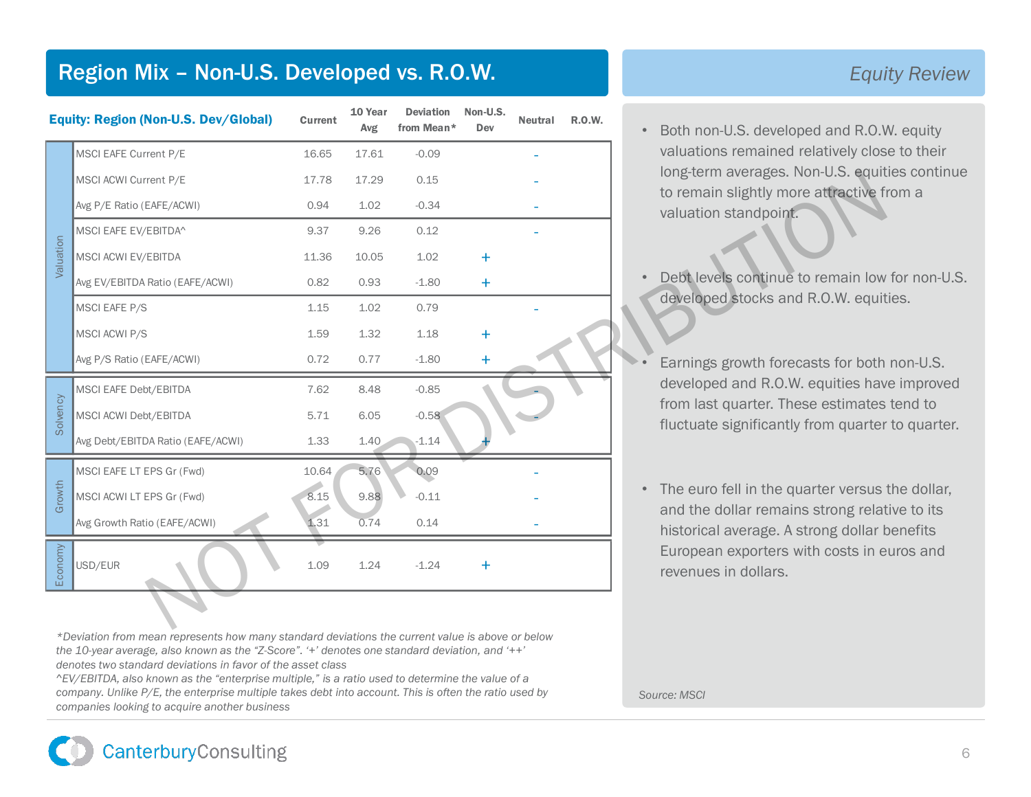# Region Mix – Non-U.S. Developed vs. R.O.W.

## Equity Review

| | Equity: Region (Non-U.S. Dev/Global) | Current | 10 Year Avg | Deviation from Mean* | Non-U.S. Dev | Neutral | R.O.W. |
|---|---|---|---|---|---|---|---|
| Valuation | MSCI EAFE Current P/E | 16.65 | 17.61 | -0.09 | | - | |
| | MSCI ACWI Current P/E | 17.78 | 17.29 | 0.15 | | - | |
| | Avg P/E Ratio (EAFE/ACWI) | 0.94 | 1.02 | -0.34 | | - | |
| | MSCI EAFE EV/EBITDA^ | 9.37 | 9.26 | 0.12 | | - | |
| | MSCI ACWI EV/EBITDA | 11.36 | 10.05 | 1.02 | + | | |
| | Avg EV/EBITDA Ratio (EAFE/ACWI) | 0.82 | 0.93 | -1.80 | + | | |
| | MSCI EAFE P/S | 1.15 | 1.02 | 0.79 | | - | |
| | MSCI ACWI P/S | 1.59 | 1.32 | 1.18 | + | | |
| | Avg P/S Ratio (EAFE/ACWI) | 0.72 | 0.77 | -1.80 | + | | |
| Solvency | MSCI EAFE Debt/EBITDA | 7.62 | 8.48 | -0.85 | | - | |
| | MSCI ACWI Debt/EBITDA | 5.71 | 6.05 | -0.58 | | - | |
| | Avg Debt/EBITDA Ratio (EAFE/ACWI) | 1.33 | 1.40 | -1.14 | + | | |
| Growth | MSCI EAFE LT EPS Gr (Fwd) | 10.64 | 5.76 | 0.09 | | - | |
| | MSCI ACWI LT EPS Gr (Fwd) | 8.15 | 9.88 | -0.11 | | - | |
| | Avg Growth Ratio (EAFE/ACWI) | 1.31 | 0.74 | 0.14 | | - | |
| Economy | USD/EUR | 1.09 | 1.24 | -1.24 | + | | |

*Deviation from mean represents how many standard deviations the current value is above or below the 10-year average, also known as the "Z-Score". '+' denotes one standard deviation, and '++' denotes two standard deviations in favor of the asset class

^EV/EBITDA, also known as the "enterprise multiple," is a ratio used to determine the value of a company. Unlike P/E, the enterprise multiple takes debt into account. This is often the ratio used by companies looking to acquire another business

- Both non-U.S. developed and R.O.W. equity valuations remained relatively close to their long-term averages. Non-U.S. equities continue to remain slightly more attractive from a valuation standpoint.
- Debt levels continue to remain low for non-U.S. developed stocks and R.O.W. equities.
- Earnings growth forecasts for both non-U.S. developed and R.O.W. equities have improved from last quarter. These estimates tend to fluctuate significantly from quarter to quarter.
- The euro fell in the quarter versus the dollar, and the dollar remains strong relative to its historical average. A strong dollar benefits European exporters with costs in euros and revenues in dollars.

*Source: MSCI*

NOT FOR DISTRIBUTION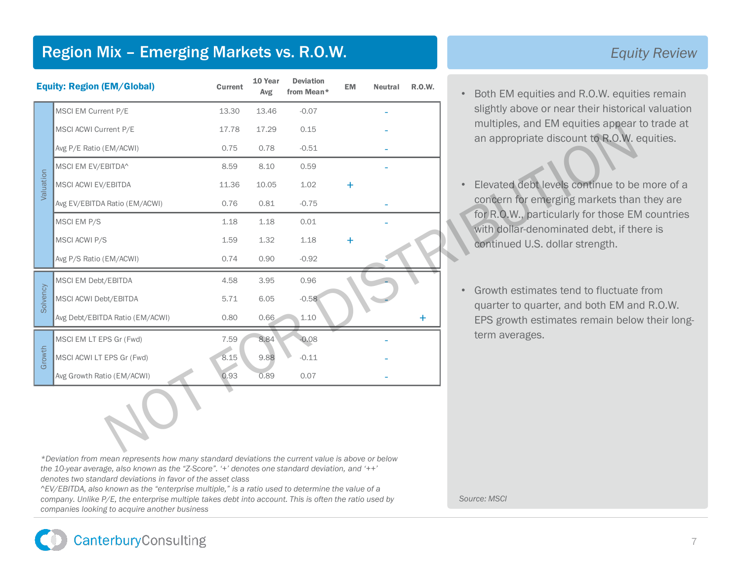# Region Mix – Emerging Markets vs. R.O.W.

## Equity Review

| Equity: Region (EM/Global) | | Current | 10 Year Avg | Deviation from Mean* | EM | Neutral | R.O.W. |
|---|---|---|---|---|---|---|---|
| Valuation | MSCI EM Current P/E | 13.30 | 13.46 | -0.07 | | - | |
| | MSCI ACWI Current P/E | 17.78 | 17.29 | 0.15 | | - | |
| | Avg P/E Ratio (EM/ACWI) | 0.75 | 0.78 | -0.51 | | - | |
| | MSCI EM EV/EBITDA^ | 8.59 | 8.10 | 0.59 | | - | |
| | MSCI ACWI EV/EBITDA | 11.36 | 10.05 | 1.02 | + | | |
| | Avg EV/EBITDA Ratio (EM/ACWI) | 0.76 | 0.81 | -0.75 | | - | |
| | MSCI EM P/S | 1.18 | 1.18 | 0.01 | | - | |
| | MSCI ACWI P/S | 1.59 | 1.32 | 1.18 | + | | |
| | Avg P/S Ratio (EM/ACWI) | 0.74 | 0.90 | -0.92 | | - | |
| Solvency | MSCI EM Debt/EBITDA | 4.58 | 3.95 | 0.96 | | - | |
| | MSCI ACWI Debt/EBITDA | 5.71 | 6.05 | -0.58 | | - | |
| | Avg Debt/EBITDA Ratio (EM/ACWI) | 0.80 | 0.66 | 1.10 | | | + |
| Growth | MSCI EM LT EPS Gr (Fwd) | 7.59 | 8.84 | -0.08 | | - | |
| | MSCI ACWI LT EPS Gr (Fwd) | 8.15 | 9.88 | -0.11 | | - | |
| | Avg Growth Ratio (EM/ACWI) | 0.93 | 0.89 | 0.07 | | - | |

- Both EM equities and R.O.W. equities remain slightly above or near their historical valuation multiples, and EM equities appear to trade at an appropriate discount to R.O.W. equities.
- Elevated debt levels continue to be more of a concern for emerging markets than they are for R.O.W., particularly for those EM countries with dollar-denominated debt, if there is continued U.S. dollar strength.
- Growth estimates tend to fluctuate from quarter to quarter, and both EM and R.O.W. EPS growth estimates remain below their long-term averages.

*\*Deviation from mean represents how many standard deviations the current value is above or below the 10-year average, also known as the "Z-Score". '+' denotes one standard deviation, and '++' denotes two standard deviations in favor of the asset class*

*^EV/EBITDA, also known as the "enterprise multiple," is a ratio used to determine the value of a company. Unlike P/E, the enterprise multiple takes debt into account. This is often the ratio used by companies looking to acquire another business*

*Source: MSCI*

NOT FOR DISTRIBUTION

CanterburyConsulting